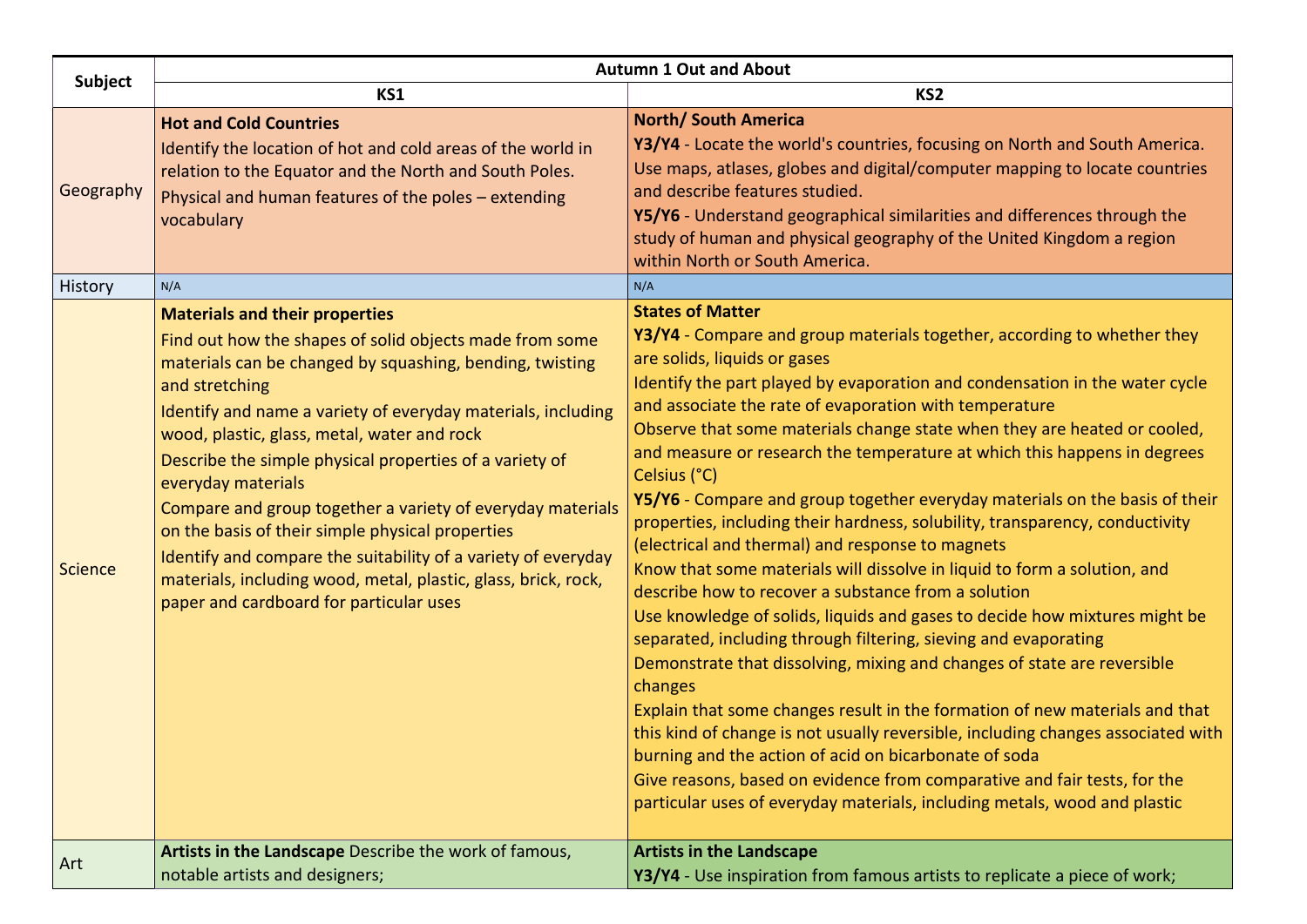| Subject | Autumn 1 Out and About | |
|---|---|---|
| | KS1 | KS2 |
| Geography | **Hot and Cold Countries**<br>Identify the location of hot and cold areas of the world in relation to the Equator and the North and South Poles.<br>Physical and human features of the poles – extending vocabulary | **North/ South America**<br>**Y3/Y4** - Locate the world's countries, focusing on North and South America.<br>Use maps, atlases, globes and digital/computer mapping to locate countries and describe features studied.<br>**Y5/Y6** - Understand geographical similarities and differences through the study of human and physical geography of the United Kingdom a region within North or South America. |
| History | N/A | N/A |
| Science | **Materials and their properties**<br>Find out how the shapes of solid objects made from some materials can be changed by squashing, bending, twisting and stretching<br>Identify and name a variety of everyday materials, including wood, plastic, glass, metal, water and rock<br>Describe the simple physical properties of a variety of everyday materials<br>Compare and group together a variety of everyday materials on the basis of their simple physical properties<br>Identify and compare the suitability of a variety of everyday materials, including wood, metal, plastic, glass, brick, rock, paper and cardboard for particular uses | **States of Matter**<br>**Y3/Y4** - Compare and group materials together, according to whether they are solids, liquids or gases<br>Identify the part played by evaporation and condensation in the water cycle and associate the rate of evaporation with temperature<br>Observe that some materials change state when they are heated or cooled, and measure or research the temperature at which this happens in degrees Celsius (°C)<br>**Y5/Y6** - Compare and group together everyday materials on the basis of their properties, including their hardness, solubility, transparency, conductivity (electrical and thermal) and response to magnets<br>Know that some materials will dissolve in liquid to form a solution, and describe how to recover a substance from a solution<br>Use knowledge of solids, liquids and gases to decide how mixtures might be separated, including through filtering, sieving and evaporating<br>Demonstrate that dissolving, mixing and changes of state are reversible changes<br>Explain that some changes result in the formation of new materials and that this kind of change is not usually reversible, including changes associated with burning and the action of acid on bicarbonate of soda<br>Give reasons, based on evidence from comparative and fair tests, for the particular uses of everyday materials, including metals, wood and plastic |
| Art | **Artists in the Landscape** Describe the work of famous, notable artists and designers; | **Artists in the Landscape**<br>**Y3/Y4** - Use inspiration from famous artists to replicate a piece of work; |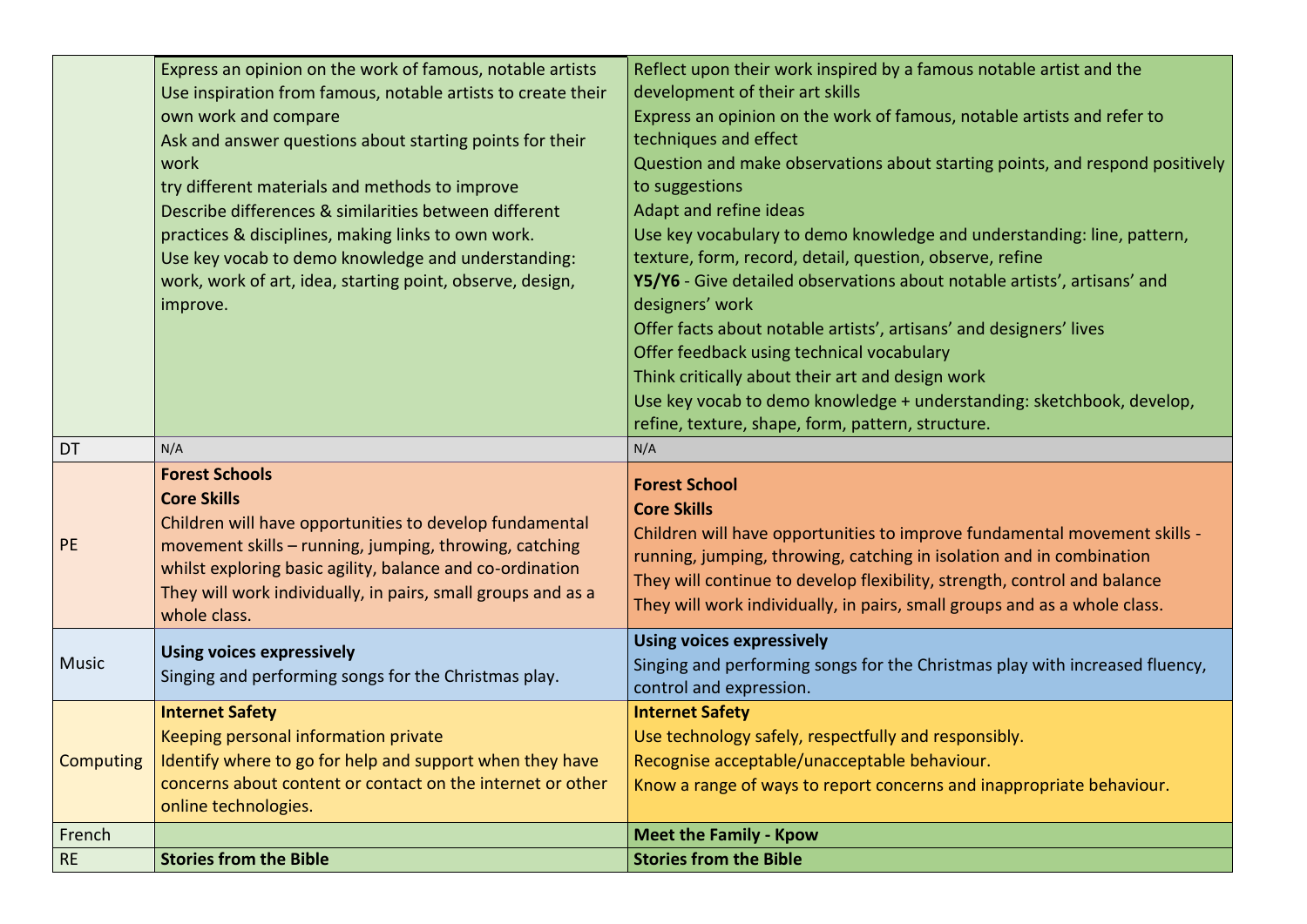| | | |
|---|---|---|
| | Express an opinion on the work of famous, notable artists<br>Use inspiration from famous, notable artists to create their own work and compare<br>Ask and answer questions about starting points for their work<br>try different materials and methods to improve<br>Describe differences & similarities between different practices & disciplines, making links to own work.<br>Use key vocab to demo knowledge and understanding: work, work of art, idea, starting point, observe, design, improve. | Reflect upon their work inspired by a famous notable artist and the development of their art skills<br>Express an opinion on the work of famous, notable artists and refer to techniques and effect<br>Question and make observations about starting points, and respond positively to suggestions<br>Adapt and refine ideas<br>Use key vocabulary to demo knowledge and understanding: line, pattern, texture, form, record, detail, question, observe, refine<br>**Y5/Y6** - Give detailed observations about notable artists', artisans' and designers' work<br>Offer facts about notable artists', artisans' and designers' lives<br>Offer feedback using technical vocabulary<br>Think critically about their art and design work<br>Use key vocab to demo knowledge + understanding: sketchbook, develop, refine, texture, shape, form, pattern, structure. |
| DT | N/A | N/A |
| PE | **Forest Schools**<br>**Core Skills**<br>Children will have opportunities to develop fundamental movement skills – running, jumping, throwing, catching whilst exploring basic agility, balance and co-ordination<br>They will work individually, in pairs, small groups and as a whole class. | **Forest School**<br>**Core Skills**<br>Children will have opportunities to improve fundamental movement skills - running, jumping, throwing, catching in isolation and in combination<br>They will continue to develop flexibility, strength, control and balance<br>They will work individually, in pairs, small groups and as a whole class. |
| Music | **Using voices expressively**<br>Singing and performing songs for the Christmas play. | **Using voices expressively**<br>Singing and performing songs for the Christmas play with increased fluency, control and expression. |
| Computing | **Internet Safety**<br>Keeping personal information private<br>Identify where to go for help and support when they have concerns about content or contact on the internet or other online technologies. | **Internet Safety**<br>Use technology safely, respectfully and responsibly.<br>Recognise acceptable/unacceptable behaviour.<br>Know a range of ways to report concerns and inappropriate behaviour. |
| French | | **Meet the Family - Kpow** |
| RE | **Stories from the Bible** | **Stories from the Bible** |